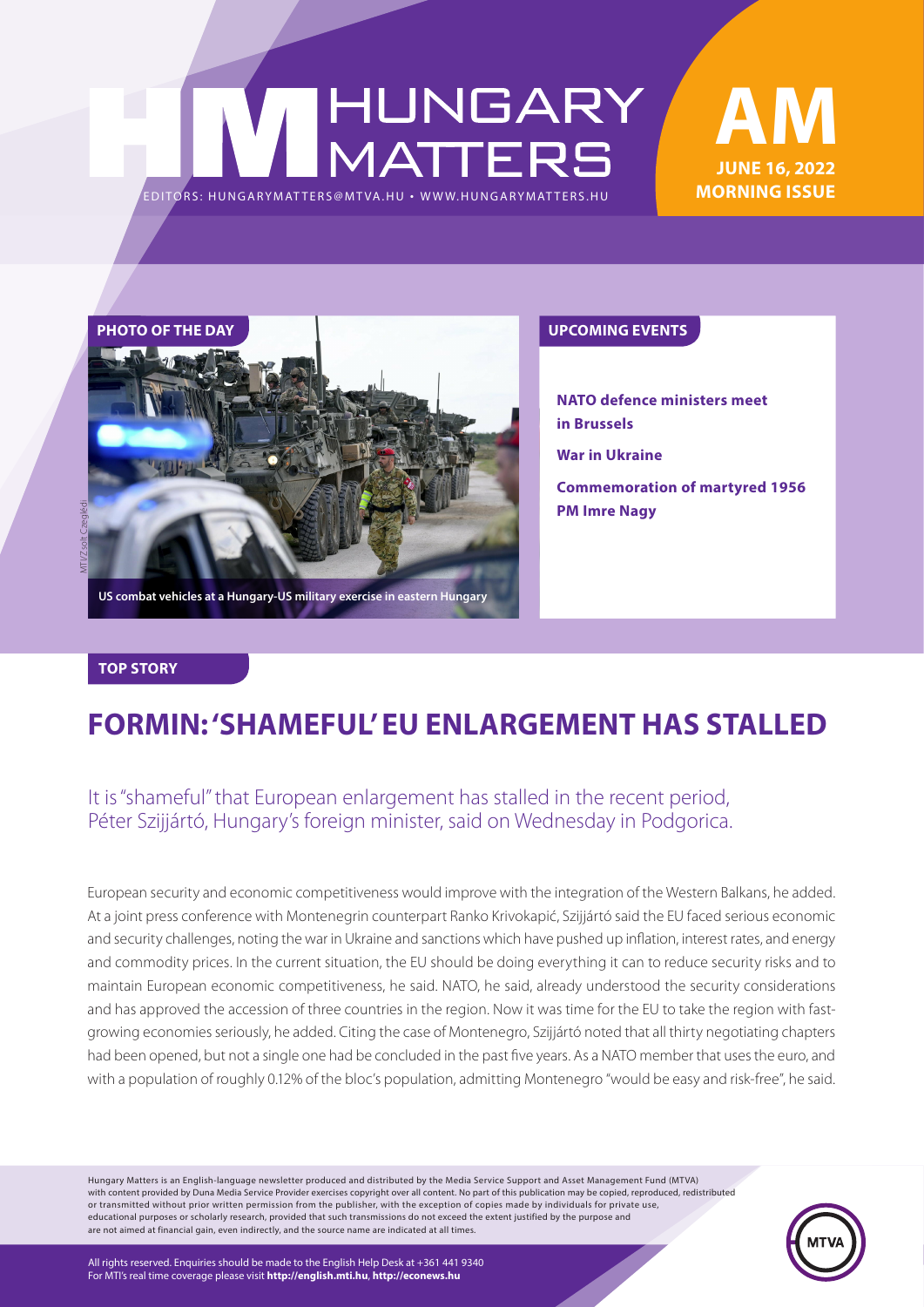# HUNGARY MATTERS

EDITORS: HUNGARYMATTERS@MTVA.HU • WWW.HUNGARYMATTERS.HU

**AM**
**JUNE 16, 2022**
**MORNING ISSUE**

**PHOTO OF THE DAY**

MTI/Zsolt Czeglédi

US combat vehicles at a Hungary-US military exercise in eastern Hungary

**UPCOMING EVENTS**

**NATO defence ministers meet in Brussels**

**War in Ukraine**

**Commemoration of martyred 1956 PM Imre Nagy**

**TOP STORY**

## FORMIN: 'SHAMEFUL' EU ENLARGEMENT HAS STALLED

It is "shameful" that European enlargement has stalled in the recent period, Péter Szijjártó, Hungary's foreign minister, said on Wednesday in Podgorica.

European security and economic competitiveness would improve with the integration of the Western Balkans, he added. At a joint press conference with Montenegrin counterpart Ranko Krivokapić, Szijjártó said the EU faced serious economic and security challenges, noting the war in Ukraine and sanctions which have pushed up inflation, interest rates, and energy and commodity prices. In the current situation, the EU should be doing everything it can to reduce security risks and to maintain European economic competitiveness, he said. NATO, he said, already understood the security considerations and has approved the accession of three countries in the region. Now it was time for the EU to take the region with fast-growing economies seriously, he added. Citing the case of Montenegro, Szijjártó noted that all thirty negotiating chapters had been opened, but not a single one had be concluded in the past five years. As a NATO member that uses the euro, and with a population of roughly 0.12% of the bloc's population, admitting Montenegro "would be easy and risk-free", he said.

Hungary Matters is an English-language newsletter produced and distributed by the Media Service Support and Asset Management Fund (MTVA) with content provided by Duna Media Service Provider exercises copyright over all content. No part of this publication may be copied, reproduced, redistributed or transmitted without prior written permission from the publisher, with the exception of copies made by individuals for private use, educational purposes or scholarly research, provided that such transmissions do not exceed the extent justified by the purpose and are not aimed at financial gain, even indirectly, and the source name are indicated at all times.

All rights reserved. Enquiries should be made to the English Help Desk at +361 441 9340
For MTI's real time coverage please visit **http://english.mti.hu**, **http://econews.hu**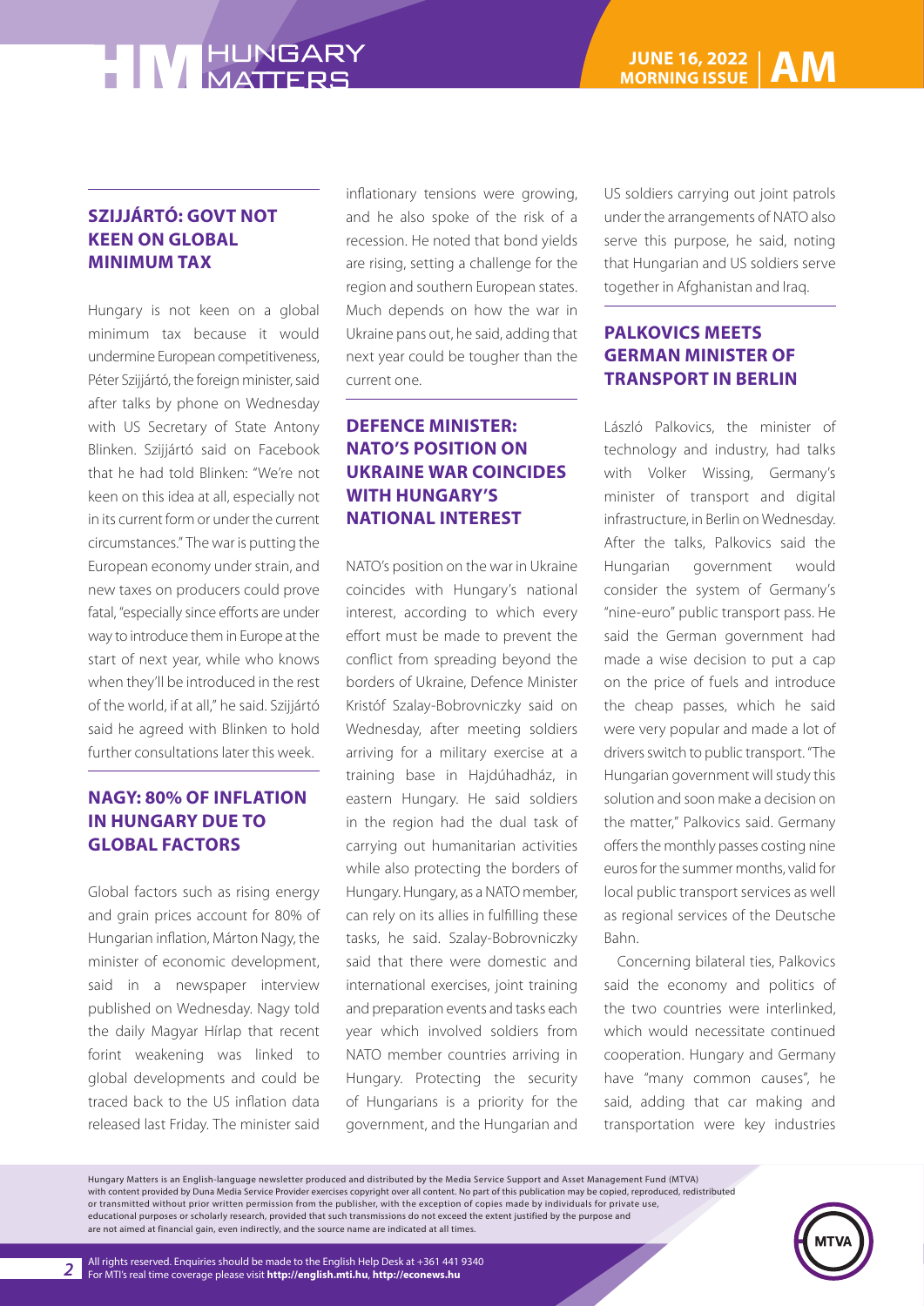## SZIJJÁRTÓ: GOVT NOT KEEN ON GLOBAL MINIMUM TAX

Hungary is not keen on a global minimum tax because it would undermine European competitiveness, Péter Szijjártó, the foreign minister, said after talks by phone on Wednesday with US Secretary of State Antony Blinken. Szijjártó said on Facebook that he had told Blinken: "We're not keen on this idea at all, especially not in its current form or under the current circumstances." The war is putting the European economy under strain, and new taxes on producers could prove fatal, "especially since efforts are under way to introduce them in Europe at the start of next year, while who knows when they'll be introduced in the rest of the world, if at all," he said. Szijjártó said he agreed with Blinken to hold further consultations later this week.

## NAGY: 80% OF INFLATION IN HUNGARY DUE TO GLOBAL FACTORS

Global factors such as rising energy and grain prices account for 80% of Hungarian inflation, Márton Nagy, the minister of economic development, said in a newspaper interview published on Wednesday. Nagy told the daily Magyar Hírlap that recent forint weakening was linked to global developments and could be traced back to the US inflation data released last Friday. The minister said inflationary tensions were growing, and he also spoke of the risk of a recession. He noted that bond yields are rising, setting a challenge for the region and southern European states. Much depends on how the war in Ukraine pans out, he said, adding that next year could be tougher than the current one.

## DEFENCE MINISTER: NATO'S POSITION ON UKRAINE WAR COINCIDES WITH HUNGARY'S NATIONAL INTEREST

NATO's position on the war in Ukraine coincides with Hungary's national interest, according to which every effort must be made to prevent the conflict from spreading beyond the borders of Ukraine, Defence Minister Kristóf Szalay-Bobrovniczky said on Wednesday, after meeting soldiers arriving for a military exercise at a training base in Hajdúhadház, in eastern Hungary. He said soldiers in the region had the dual task of carrying out humanitarian activities while also protecting the borders of Hungary. Hungary, as a NATO member, can rely on its allies in fulfilling these tasks, he said. Szalay-Bobrovniczky said that there were domestic and international exercises, joint training and preparation events and tasks each year which involved soldiers from NATO member countries arriving in Hungary. Protecting the security of Hungarians is a priority for the government, and the Hungarian and US soldiers carrying out joint patrols under the arrangements of NATO also serve this purpose, he said, noting that Hungarian and US soldiers serve together in Afghanistan and Iraq.

## PALKOVICS MEETS GERMAN MINISTER OF TRANSPORT IN BERLIN

László Palkovics, the minister of technology and industry, had talks with Volker Wissing, Germany's minister of transport and digital infrastructure, in Berlin on Wednesday. After the talks, Palkovics said the Hungarian government would consider the system of Germany's "nine-euro" public transport pass. He said the German government had made a wise decision to put a cap on the price of fuels and introduce the cheap passes, which he said were very popular and made a lot of drivers switch to public transport. "The Hungarian government will study this solution and soon make a decision on the matter," Palkovics said. Germany offers the monthly passes costing nine euros for the summer months, valid for local public transport services as well as regional services of the Deutsche Bahn.

Concerning bilateral ties, Palkovics said the economy and politics of the two countries were interlinked, which would necessitate continued cooperation. Hungary and Germany have "many common causes", he said, adding that car making and transportation were key industries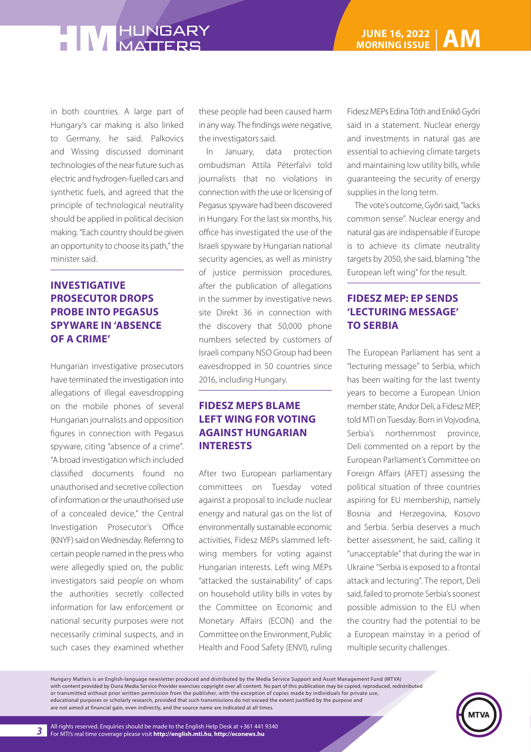in both countries. A large part of Hungary's car making is also linked to Germany, he said. Palkovics and Wissing discussed dominant technologies of the near future such as electric and hydrogen-fuelled cars and synthetic fuels, and agreed that the principle of technological neutrality should be applied in political decision making. "Each country should be given an opportunity to choose its path," the minister said.

## INVESTIGATIVE PROSECUTOR DROPS PROBE INTO PEGASUS SPYWARE IN 'ABSENCE OF A CRIME'

Hungarian investigative prosecutors have terminated the investigation into allegations of illegal eavesdropping on the mobile phones of several Hungarian journalists and opposition figures in connection with Pegasus spyware, citing "absence of a crime". "A broad investigation which included classified documents found no unauthorised and secretive collection of information or the unauthorised use of a concealed device," the Central Investigation Prosecutor's Office (KNYF) said on Wednesday. Referring to certain people named in the press who were allegedly spied on, the public investigators said people on whom the authorities secretly collected information for law enforcement or national security purposes were not necessarily criminal suspects, and in such cases they examined whether these people had been caused harm in any way. The findings were negative, the investigators said.

In January, data protection ombudsman Attila Péterfalvi told journalists that no violations in connection with the use or licensing of Pegasus spyware had been discovered in Hungary. For the last six months, his office has investigated the use of the Israeli spyware by Hungarian national security agencies, as well as ministry of justice permission procedures, after the publication of allegations in the summer by investigative news site Direkt 36 in connection with the discovery that 50,000 phone numbers selected by customers of Israeli company NSO Group had been eavesdropped in 50 countries since 2016, including Hungary.

## FIDESZ MEPS BLAME LEFT WING FOR VOTING AGAINST HUNGARIAN INTERESTS

After two European parliamentary committees on Tuesday voted against a proposal to include nuclear energy and natural gas on the list of environmentally sustainable economic activities, Fidesz MEPs slammed left-wing members for voting against Hungarian interests. Left wing MEPs "attacked the sustainability" of caps on household utility bills in votes by the Committee on Economic and Monetary Affairs (ECON) and the Committee on the Environment, Public Health and Food Safety (ENVI), ruling Fidesz MEPs Edina Tóth and Enikő Győri said in a statement. Nuclear energy and investments in natural gas are essential to achieving climate targets and maintaining low utility bills, while guaranteeing the security of energy supplies in the long term.

The vote's outcome, Győri said, "lacks common sense". Nuclear energy and natural gas are indispensable if Europe is to achieve its climate neutrality targets by 2050, she said, blaming "the European left wing" for the result.

## FIDESZ MEP: EP SENDS 'LECTURING MESSAGE' TO SERBIA

The European Parliament has sent a "lecturing message" to Serbia, which has been waiting for the last twenty years to become a European Union member state, Andor Deli, a Fidesz MEP, told MTI on Tuesday. Born in Vojvodina, Serbia's northernmost province, Deli commented on a report by the European Parliament's Committee on Foreign Affairs (AFET) assessing the political situation of three countries aspiring for EU membership, namely Bosnia and Herzegovina, Kosovo and Serbia. Serbia deserves a much better assessment, he said, calling it "unacceptable" that during the war in Ukraine "Serbia is exposed to a frontal attack and lecturing". The report, Deli said, failed to promote Serbia's soonest possible admission to the EU when the country had the potential to be a European mainstay in a period of multiple security challenges.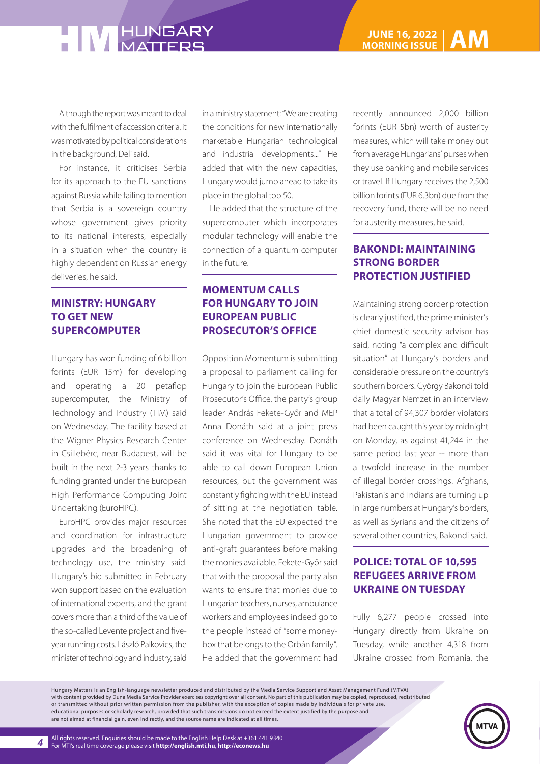Although the report was meant to deal with the fulfilment of accession criteria, it was motivated by political considerations in the background, Deli said.

For instance, it criticises Serbia for its approach to the EU sanctions against Russia while failing to mention that Serbia is a sovereign country whose government gives priority to its national interests, especially in a situation when the country is highly dependent on Russian energy deliveries, he said.

## MINISTRY: HUNGARY TO GET NEW SUPERCOMPUTER

Hungary has won funding of 6 billion forints (EUR 15m) for developing and operating a 20 petaflop supercomputer, the Ministry of Technology and Industry (TIM) said on Wednesday. The facility based at the Wigner Physics Research Center in Csillebérc, near Budapest, will be built in the next 2-3 years thanks to funding granted under the European High Performance Computing Joint Undertaking (EuroHPC).

EuroHPC provides major resources and coordination for infrastructure upgrades and the broadening of technology use, the ministry said. Hungary's bid submitted in February won support based on the evaluation of international experts, and the grant covers more than a third of the value of the so-called Levente project and five-year running costs. László Palkovics, the minister of technology and industry, said in a ministry statement: "We are creating the conditions for new internationally marketable Hungarian technological and industrial developments..." He added that with the new capacities, Hungary would jump ahead to take its place in the global top 50.

He added that the structure of the supercomputer which incorporates modular technology will enable the connection of a quantum computer in the future.

## MOMENTUM CALLS FOR HUNGARY TO JOIN EUROPEAN PUBLIC PROSECUTOR'S OFFICE

Opposition Momentum is submitting a proposal to parliament calling for Hungary to join the European Public Prosecutor's Office, the party's group leader András Fekete-Győr and MEP Anna Donáth said at a joint press conference on Wednesday. Donáth said it was vital for Hungary to be able to call down European Union resources, but the government was constantly fighting with the EU instead of sitting at the negotiation table. She noted that the EU expected the Hungarian government to provide anti-graft guarantees before making the monies available. Fekete-Győr said that with the proposal the party also wants to ensure that monies due to Hungarian teachers, nurses, ambulance workers and employees indeed go to the people instead of "some money-box that belongs to the Orbán family". He added that the government had recently announced 2,000 billion forints (EUR 5bn) worth of austerity measures, which will take money out from average Hungarians' purses when they use banking and mobile services or travel. If Hungary receives the 2,500 billion forints (EUR 6.3bn) due from the recovery fund, there will be no need for austerity measures, he said.

## BAKONDI: MAINTAINING STRONG BORDER PROTECTION JUSTIFIED

Maintaining strong border protection is clearly justified, the prime minister's chief domestic security advisor has said, noting "a complex and difficult situation" at Hungary's borders and considerable pressure on the country's southern borders. György Bakondi told daily Magyar Nemzet in an interview that a total of 94,307 border violators had been caught this year by midnight on Monday, as against 41,244 in the same period last year -- more than a twofold increase in the number of illegal border crossings. Afghans, Pakistanis and Indians are turning up in large numbers at Hungary's borders, as well as Syrians and the citizens of several other countries, Bakondi said.

## POLICE: TOTAL OF 10,595 REFUGEES ARRIVE FROM UKRAINE ON TUESDAY

Fully 6,277 people crossed into Hungary directly from Ukraine on Tuesday, while another 4,318 from Ukraine crossed from Romania, the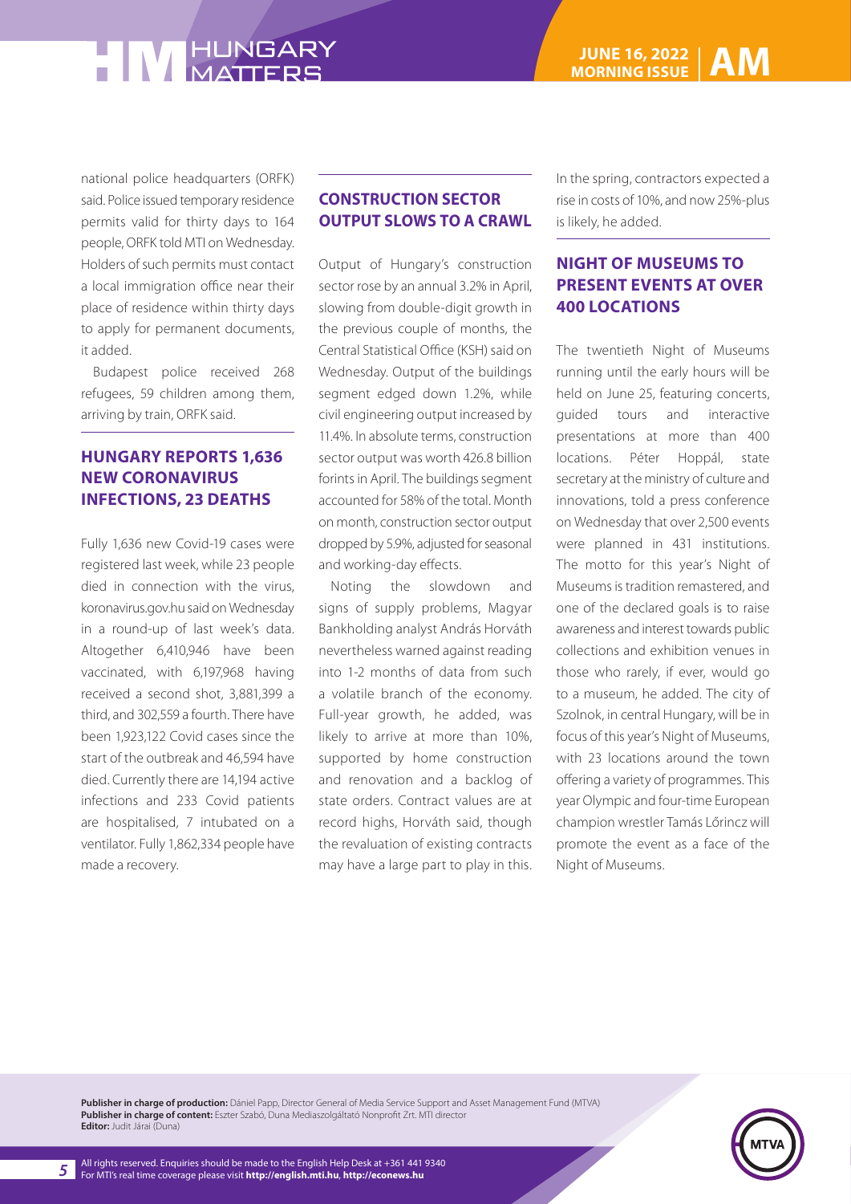national police headquarters (ORFK) said. Police issued temporary residence permits valid for thirty days to 164 people, ORFK told MTI on Wednesday. Holders of such permits must contact a local immigration office near their place of residence within thirty days to apply for permanent documents, it added.

Budapest police received 268 refugees, 59 children among them, arriving by train, ORFK said.

## HUNGARY REPORTS 1,636 NEW CORONAVIRUS INFECTIONS, 23 DEATHS

Fully 1,636 new Covid-19 cases were registered last week, while 23 people died in connection with the virus, koronavirus.gov.hu said on Wednesday in a round-up of last week's data. Altogether 6,410,946 have been vaccinated, with 6,197,968 having received a second shot, 3,881,399 a third, and 302,559 a fourth. There have been 1,923,122 Covid cases since the start of the outbreak and 46,594 have died. Currently there are 14,194 active infections and 233 Covid patients are hospitalised, 7 intubated on a ventilator. Fully 1,862,334 people have made a recovery.

## CONSTRUCTION SECTOR OUTPUT SLOWS TO A CRAWL

Output of Hungary's construction sector rose by an annual 3.2% in April, slowing from double-digit growth in the previous couple of months, the Central Statistical Office (KSH) said on Wednesday. Output of the buildings segment edged down 1.2%, while civil engineering output increased by 11.4%. In absolute terms, construction sector output was worth 426.8 billion forints in April. The buildings segment accounted for 58% of the total. Month on month, construction sector output dropped by 5.9%, adjusted for seasonal and working-day effects.

Noting the slowdown and signs of supply problems, Magyar Bankholding analyst András Horváth nevertheless warned against reading into 1-2 months of data from such a volatile branch of the economy. Full-year growth, he added, was likely to arrive at more than 10%, supported by home construction and renovation and a backlog of state orders. Contract values are at record highs, Horváth said, though the revaluation of existing contracts may have a large part to play in this. In the spring, contractors expected a rise in costs of 10%, and now 25%-plus is likely, he added.

## NIGHT OF MUSEUMS TO PRESENT EVENTS AT OVER 400 LOCATIONS

The twentieth Night of Museums running until the early hours will be held on June 25, featuring concerts, guided tours and interactive presentations at more than 400 locations. Péter Hoppál, state secretary at the ministry of culture and innovations, told a press conference on Wednesday that over 2,500 events were planned in 431 institutions. The motto for this year's Night of Museums is tradition remastered, and one of the declared goals is to raise awareness and interest towards public collections and exhibition venues in those who rarely, if ever, would go to a museum, he added. The city of Szolnok, in central Hungary, will be in focus of this year's Night of Museums, with 23 locations around the town offering a variety of programmes. This year Olympic and four-time European champion wrestler Tamás Lőrincz will promote the event as a face of the Night of Museums.

**Publisher in charge of production:** Dániel Papp, Director General of Media Service Support and Asset Management Fund (MTVA)
**Publisher in charge of content:** Eszter Szabó, Duna Mediaszolgáltató Nonprofit Zrt. MTI director
**Editor:** Judit Járai (Duna)

All rights reserved. Enquiries should be made to the English Help Desk at +361 441 9340
For MTI's real time coverage please visit **http://english.mti.hu**, **http://econews.hu**